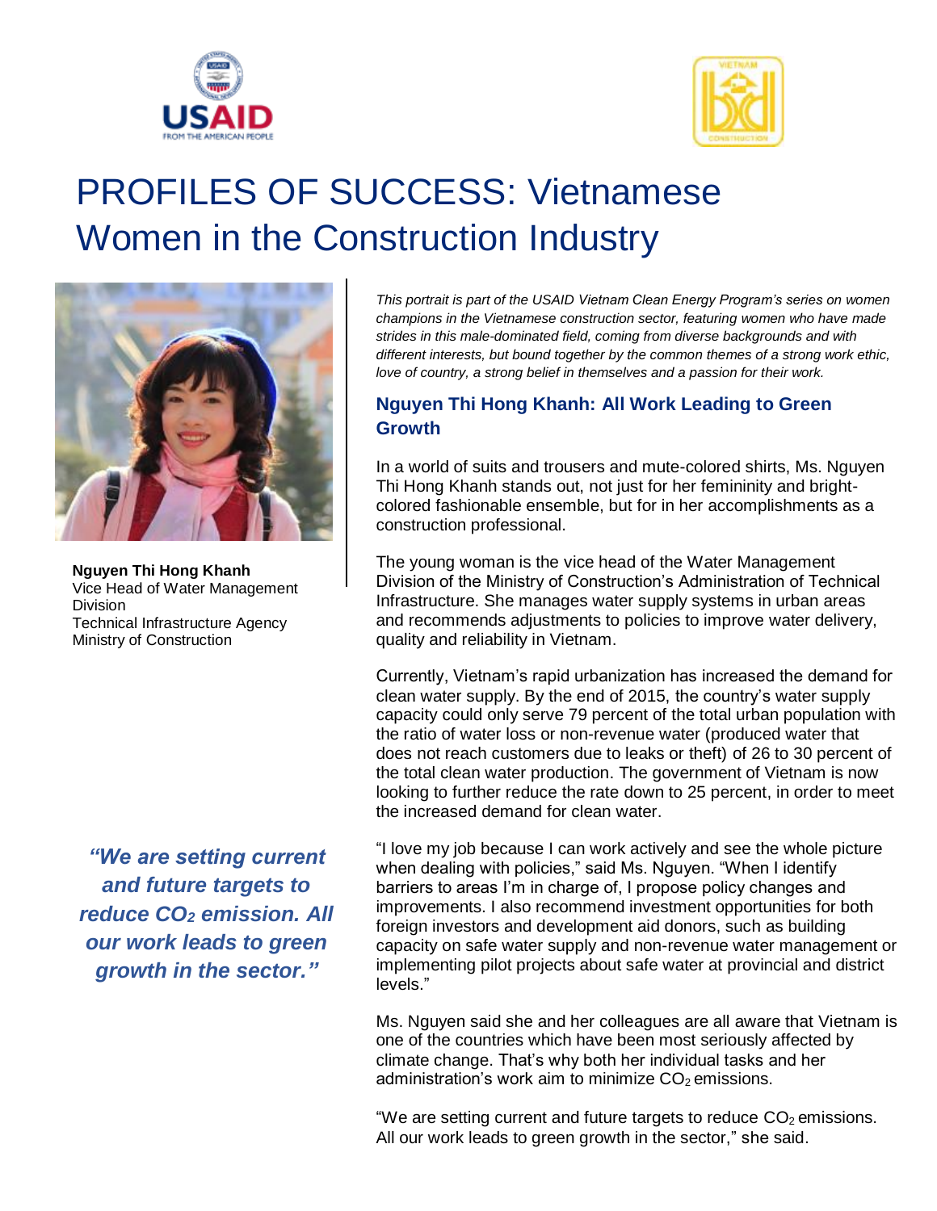# PROFILES OF SUCCESS: Vietnamese Women in the Construction Industry

**Nguyen Thi Hong Khanh**
Vice Head of Water Management Division
Technical Infrastructure Agency
Ministry of Construction

*This portrait is part of the USAID Vietnam Clean Energy Program's series on women champions in the Vietnamese construction sector, featuring women who have made strides in this male-dominated field, coming from diverse backgrounds and with different interests, but bound together by the common themes of a strong work ethic, love of country, a strong belief in themselves and a passion for their work.*

## Nguyen Thi Hong Khanh: All Work Leading to Green Growth

In a world of suits and trousers and mute-colored shirts, Ms. Nguyen Thi Hong Khanh stands out, not just for her femininity and bright-colored fashionable ensemble, but for in her accomplishments as a construction professional.

The young woman is the vice head of the Water Management Division of the Ministry of Construction's Administration of Technical Infrastructure. She manages water supply systems in urban areas and recommends adjustments to policies to improve water delivery, quality and reliability in Vietnam.

Currently, Vietnam's rapid urbanization has increased the demand for clean water supply. By the end of 2015, the country's water supply capacity could only serve 79 percent of the total urban population with the ratio of water loss or non-revenue water (produced water that does not reach customers due to leaks or theft) of 26 to 30 percent of the total clean water production. The government of Vietnam is now looking to further reduce the rate down to 25 percent, in order to meet the increased demand for clean water.

"I love my job because I can work actively and see the whole picture when dealing with policies," said Ms. Nguyen. "When I identify barriers to areas I'm in charge of, I propose policy changes and improvements. I also recommend investment opportunities for both foreign investors and development aid donors, such as building capacity on safe water supply and non-revenue water management or implementing pilot projects about safe water at provincial and district levels."

> ***"We are setting current and future targets to reduce $CO_2$ emission. All our work leads to green growth in the sector."***

Ms. Nguyen said she and her colleagues are all aware that Vietnam is one of the countries which have been most seriously affected by climate change. That's why both her individual tasks and her administration's work aim to minimize $CO_2$ emissions.

"We are setting current and future targets to reduce $CO_2$ emissions. All our work leads to green growth in the sector," she said.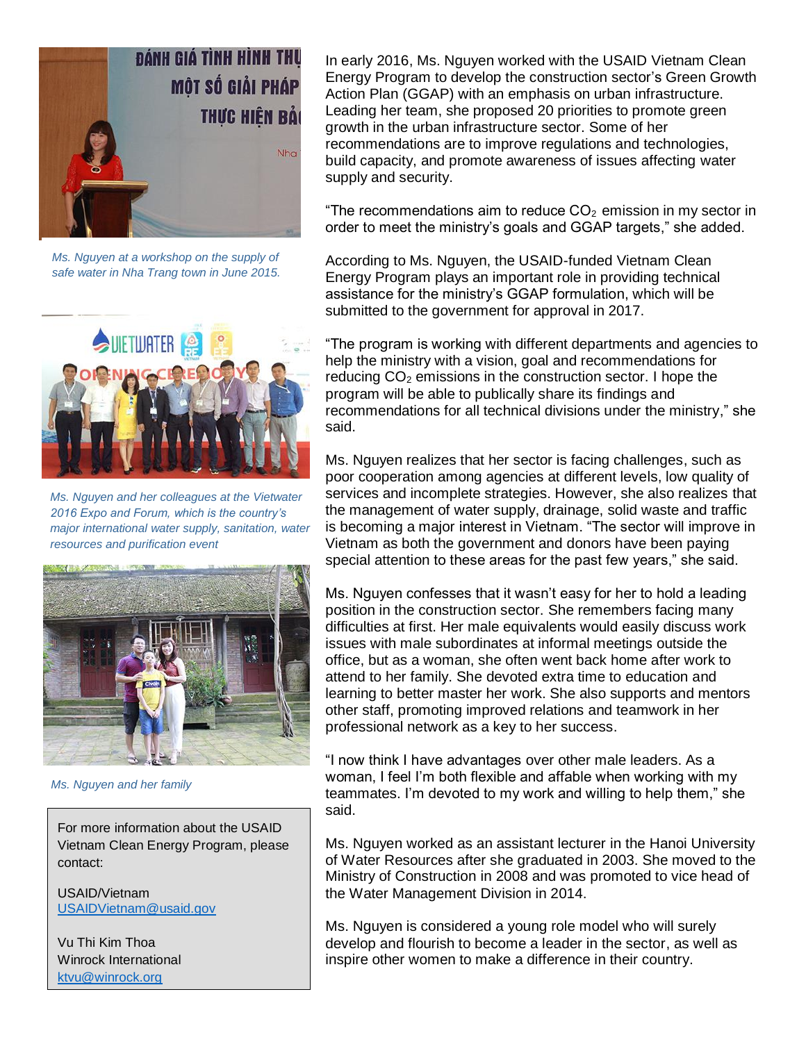*Ms. Nguyen at a workshop on the supply of safe water in Nha Trang town in June 2015.*

*Ms. Nguyen and her colleagues at the Vietwater 2016 Expo and Forum, which is the country's major international water supply, sanitation, water resources and purification event*

*Ms. Nguyen and her family*

For more information about the USAID Vietnam Clean Energy Program, please contact:

USAID/Vietnam
USAIDVietnam@usaid.gov

Vu Thi Kim Thoa
Winrock International
ktvu@winrock.org

In early 2016, Ms. Nguyen worked with the USAID Vietnam Clean Energy Program to develop the construction sector's Green Growth Action Plan (GGAP) with an emphasis on urban infrastructure. Leading her team, she proposed 20 priorities to promote green growth in the urban infrastructure sector. Some of her recommendations are to improve regulations and technologies, build capacity, and promote awareness of issues affecting water supply and security.

"The recommendations aim to reduce $CO_2$ emission in my sector in order to meet the ministry's goals and GGAP targets," she added.

According to Ms. Nguyen, the USAID-funded Vietnam Clean Energy Program plays an important role in providing technical assistance for the ministry's GGAP formulation, which will be submitted to the government for approval in 2017.

"The program is working with different departments and agencies to help the ministry with a vision, goal and recommendations for reducing $CO_2$ emissions in the construction sector. I hope the program will be able to publically share its findings and recommendations for all technical divisions under the ministry," she said.

Ms. Nguyen realizes that her sector is facing challenges, such as poor cooperation among agencies at different levels, low quality of services and incomplete strategies. However, she also realizes that the management of water supply, drainage, solid waste and traffic is becoming a major interest in Vietnam. "The sector will improve in Vietnam as both the government and donors have been paying special attention to these areas for the past few years," she said.

Ms. Nguyen confesses that it wasn't easy for her to hold a leading position in the construction sector. She remembers facing many difficulties at first. Her male equivalents would easily discuss work issues with male subordinates at informal meetings outside the office, but as a woman, she often went back home after work to attend to her family. She devoted extra time to education and learning to better master her work. She also supports and mentors other staff, promoting improved relations and teamwork in her professional network as a key to her success.

"I now think I have advantages over other male leaders. As a woman, I feel I'm both flexible and affable when working with my teammates. I'm devoted to my work and willing to help them," she said.

Ms. Nguyen worked as an assistant lecturer in the Hanoi University of Water Resources after she graduated in 2003. She moved to the Ministry of Construction in 2008 and was promoted to vice head of the Water Management Division in 2014.

Ms. Nguyen is considered a young role model who will surely develop and flourish to become a leader in the sector, as well as inspire other women to make a difference in their country.